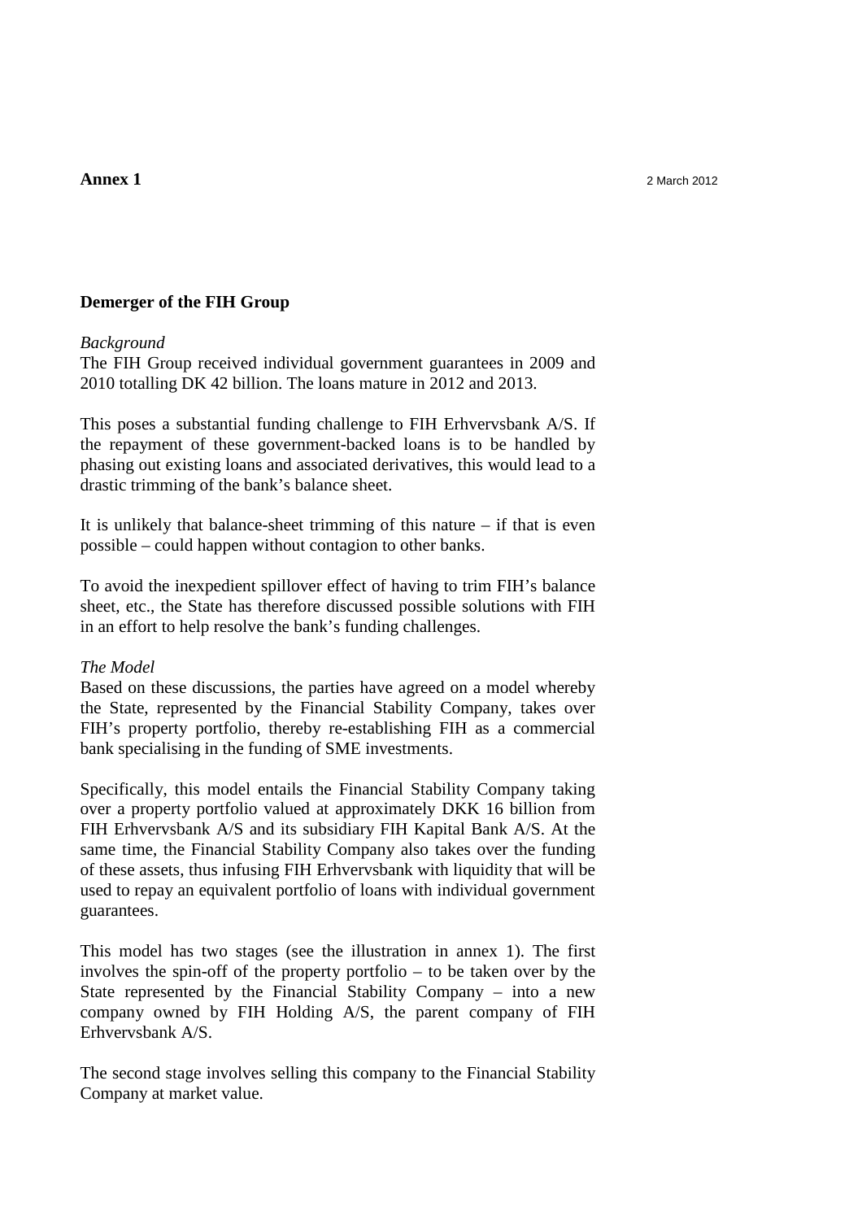**Annex 1** 2 March 2012

## Demerger of the FIH Group

*Background*
The FIH Group received individual government guarantees in 2009 and 2010 totalling DK 42 billion. The loans mature in 2012 and 2013.

This poses a substantial funding challenge to FIH Erhvervsbank A/S. If the repayment of these government-backed loans is to be handled by phasing out existing loans and associated derivatives, this would lead to a drastic trimming of the bank's balance sheet.

It is unlikely that balance-sheet trimming of this nature – if that is even possible – could happen without contagion to other banks.

To avoid the inexpedient spillover effect of having to trim FIH's balance sheet, etc., the State has therefore discussed possible solutions with FIH in an effort to help resolve the bank's funding challenges.

*The Model*
Based on these discussions, the parties have agreed on a model whereby the State, represented by the Financial Stability Company, takes over FIH's property portfolio, thereby re-establishing FIH as a commercial bank specialising in the funding of SME investments.

Specifically, this model entails the Financial Stability Company taking over a property portfolio valued at approximately DKK 16 billion from FIH Erhvervsbank A/S and its subsidiary FIH Kapital Bank A/S. At the same time, the Financial Stability Company also takes over the funding of these assets, thus infusing FIH Erhvervsbank with liquidity that will be used to repay an equivalent portfolio of loans with individual government guarantees.

This model has two stages (see the illustration in annex 1). The first involves the spin-off of the property portfolio – to be taken over by the State represented by the Financial Stability Company – into a new company owned by FIH Holding A/S, the parent company of FIH Erhvervsbank A/S.

The second stage involves selling this company to the Financial Stability Company at market value.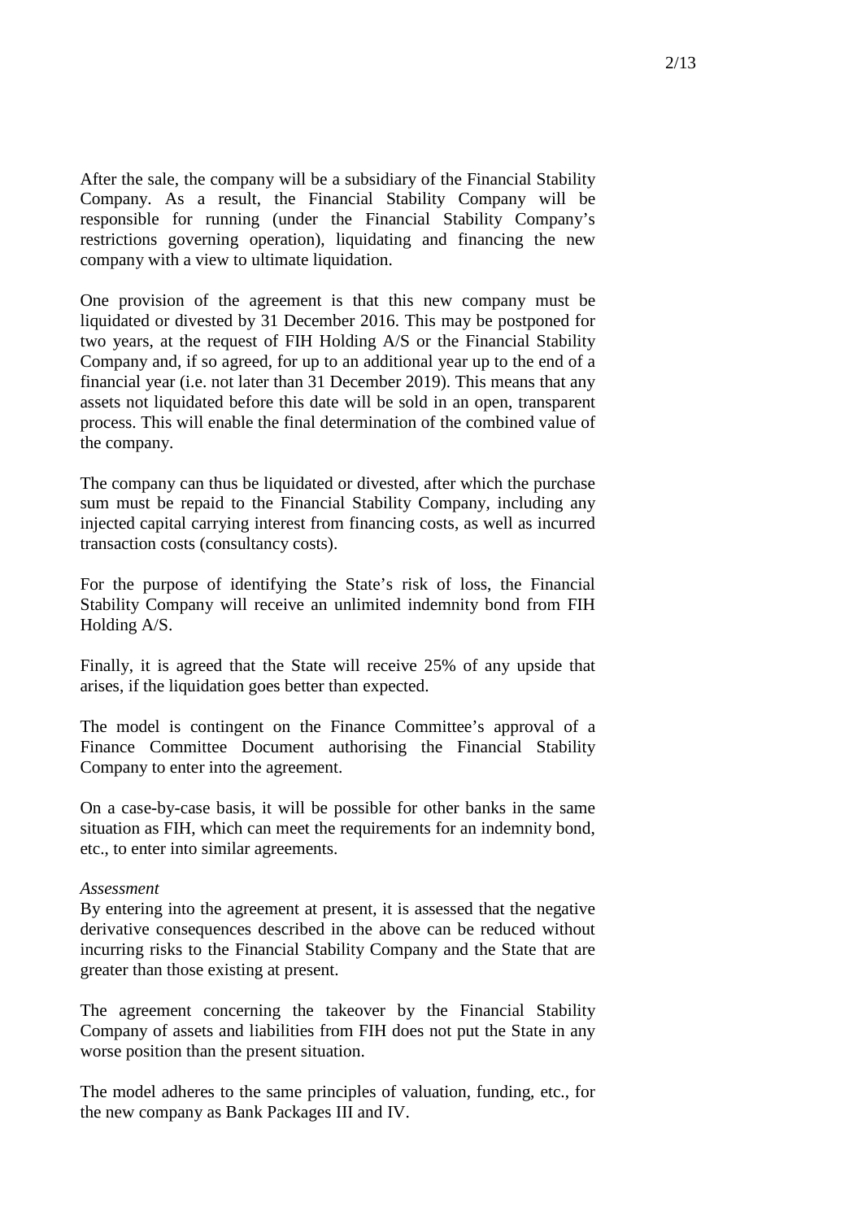After the sale, the company will be a subsidiary of the Financial Stability Company. As a result, the Financial Stability Company will be responsible for running (under the Financial Stability Company's restrictions governing operation), liquidating and financing the new company with a view to ultimate liquidation.

One provision of the agreement is that this new company must be liquidated or divested by 31 December 2016. This may be postponed for two years, at the request of FIH Holding A/S or the Financial Stability Company and, if so agreed, for up to an additional year up to the end of a financial year (i.e. not later than 31 December 2019). This means that any assets not liquidated before this date will be sold in an open, transparent process. This will enable the final determination of the combined value of the company.

The company can thus be liquidated or divested, after which the purchase sum must be repaid to the Financial Stability Company, including any injected capital carrying interest from financing costs, as well as incurred transaction costs (consultancy costs).

For the purpose of identifying the State's risk of loss, the Financial Stability Company will receive an unlimited indemnity bond from FIH Holding A/S.

Finally, it is agreed that the State will receive 25% of any upside that arises, if the liquidation goes better than expected.

The model is contingent on the Finance Committee's approval of a Finance Committee Document authorising the Financial Stability Company to enter into the agreement.

On a case-by-case basis, it will be possible for other banks in the same situation as FIH, which can meet the requirements for an indemnity bond, etc., to enter into similar agreements.

*Assessment*

By entering into the agreement at present, it is assessed that the negative derivative consequences described in the above can be reduced without incurring risks to the Financial Stability Company and the State that are greater than those existing at present.

The agreement concerning the takeover by the Financial Stability Company of assets and liabilities from FIH does not put the State in any worse position than the present situation.

The model adheres to the same principles of valuation, funding, etc., for the new company as Bank Packages III and IV.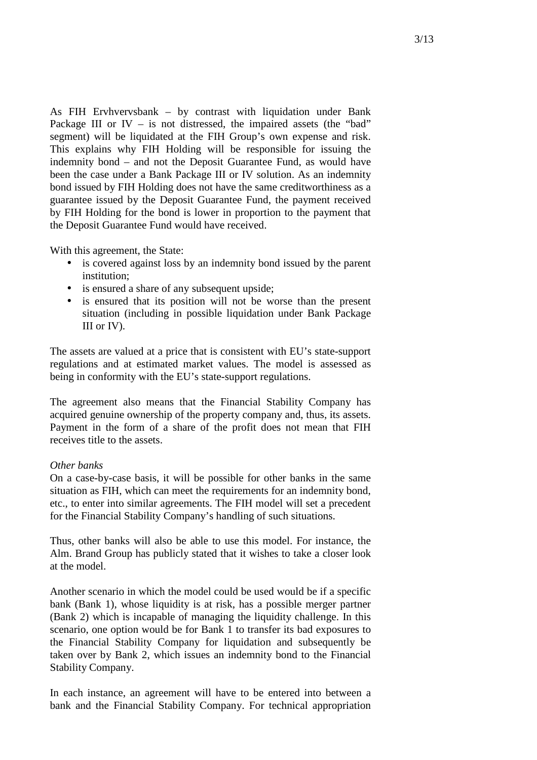As FIH Ervhvervsbank – by contrast with liquidation under Bank Package III or IV – is not distressed, the impaired assets (the "bad" segment) will be liquidated at the FIH Group's own expense and risk. This explains why FIH Holding will be responsible for issuing the indemnity bond – and not the Deposit Guarantee Fund, as would have been the case under a Bank Package III or IV solution. As an indemnity bond issued by FIH Holding does not have the same creditworthiness as a guarantee issued by the Deposit Guarantee Fund, the payment received by FIH Holding for the bond is lower in proportion to the payment that the Deposit Guarantee Fund would have received.

With this agreement, the State:

- is covered against loss by an indemnity bond issued by the parent institution;
- is ensured a share of any subsequent upside;
- is ensured that its position will not be worse than the present situation (including in possible liquidation under Bank Package III or IV).

The assets are valued at a price that is consistent with EU's state-support regulations and at estimated market values. The model is assessed as being in conformity with the EU's state-support regulations.

The agreement also means that the Financial Stability Company has acquired genuine ownership of the property company and, thus, its assets. Payment in the form of a share of the profit does not mean that FIH receives title to the assets.

*Other banks*

On a case-by-case basis, it will be possible for other banks in the same situation as FIH, which can meet the requirements for an indemnity bond, etc., to enter into similar agreements. The FIH model will set a precedent for the Financial Stability Company's handling of such situations.

Thus, other banks will also be able to use this model. For instance, the Alm. Brand Group has publicly stated that it wishes to take a closer look at the model.

Another scenario in which the model could be used would be if a specific bank (Bank 1), whose liquidity is at risk, has a possible merger partner (Bank 2) which is incapable of managing the liquidity challenge. In this scenario, one option would be for Bank 1 to transfer its bad exposures to the Financial Stability Company for liquidation and subsequently be taken over by Bank 2, which issues an indemnity bond to the Financial Stability Company.

In each instance, an agreement will have to be entered into between a bank and the Financial Stability Company. For technical appropriation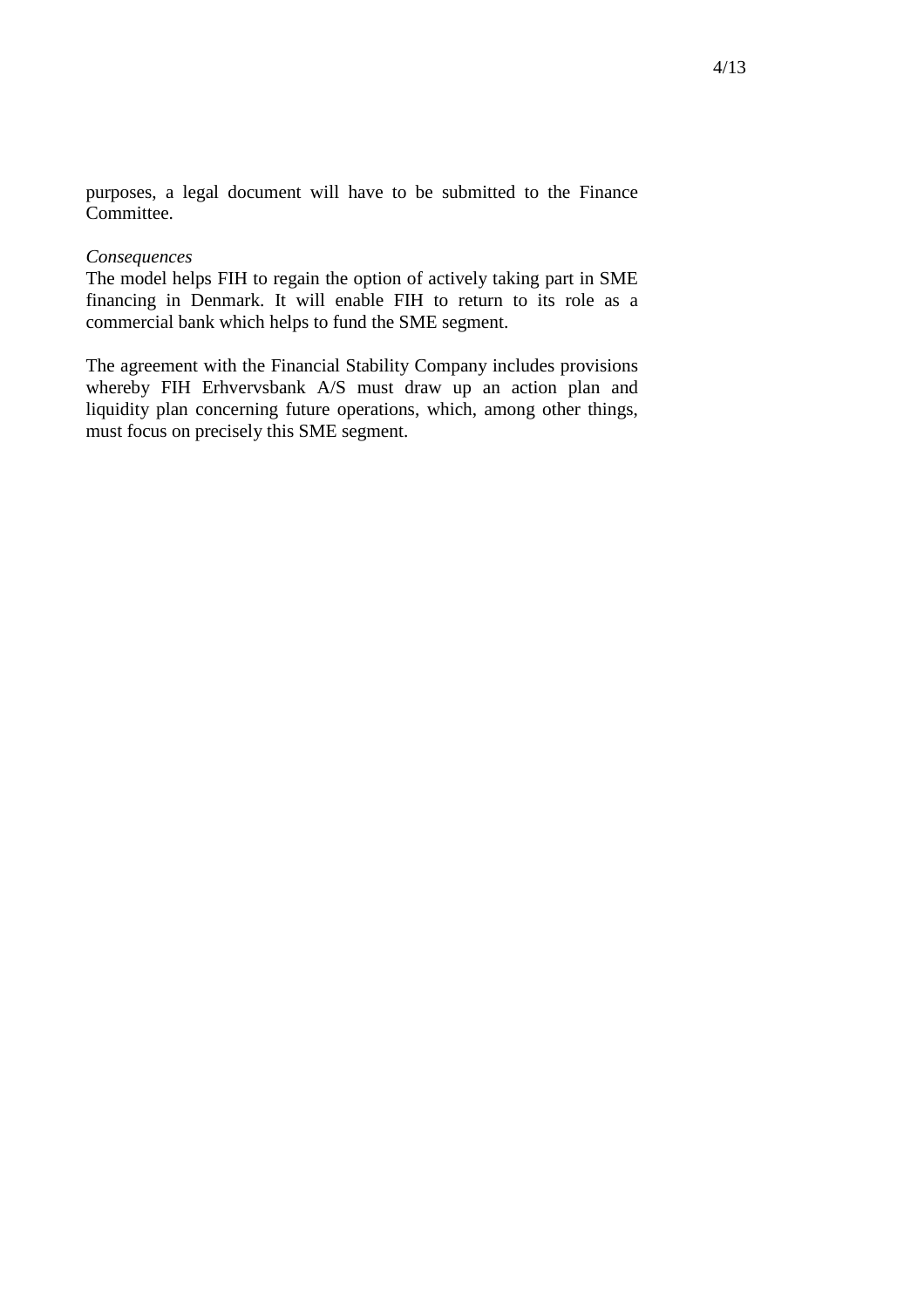purposes, a legal document will have to be submitted to the Finance Committee.

*Consequences*

The model helps FIH to regain the option of actively taking part in SME financing in Denmark. It will enable FIH to return to its role as a commercial bank which helps to fund the SME segment.

The agreement with the Financial Stability Company includes provisions whereby FIH Erhvervsbank A/S must draw up an action plan and liquidity plan concerning future operations, which, among other things, must focus on precisely this SME segment.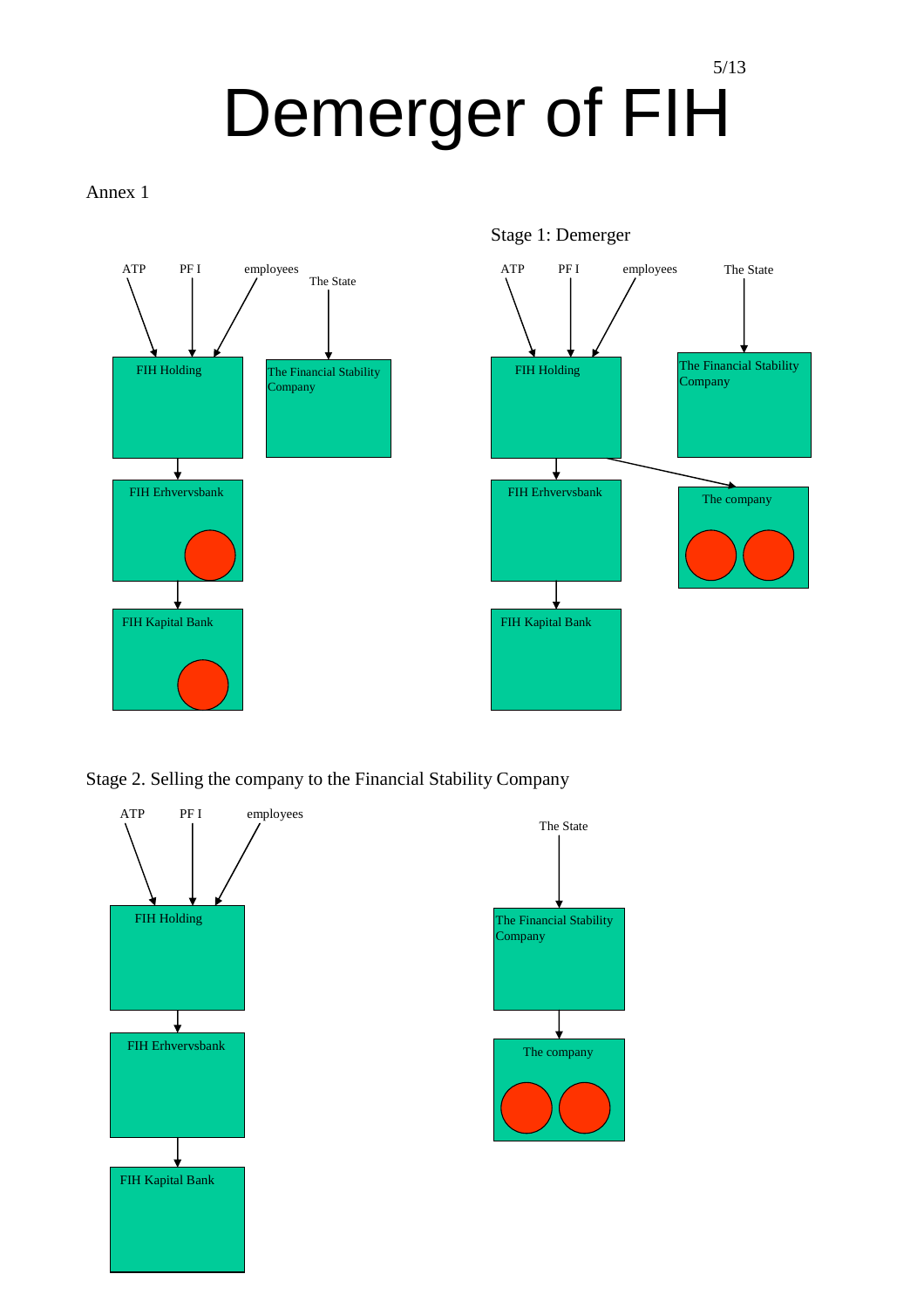# Demerger of FIH

Annex 1

Stage 1: Demerger

ATP PF I employees The State

FIH Holding

The Financial Stability Company

FIH Erhvervsbank

FIH Kapital Bank

ATP PF I employees The State

FIH Holding

The Financial Stability Company

FIH Erhvervsbank

The company

FIH Kapital Bank

Stage 2. Selling the company to the Financial Stability Company

ATP PF I employees

FIH Holding

FIH Erhvervsbank

FIH Kapital Bank

The State

The Financial Stability Company

The company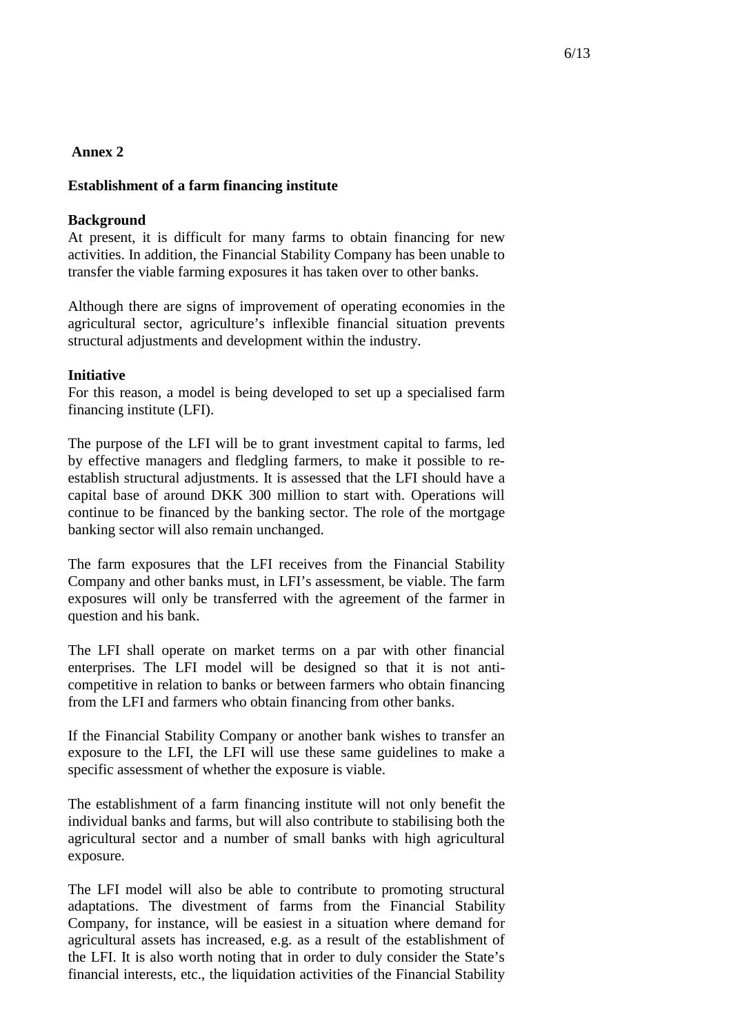**Annex 2**

**Establishment of a farm financing institute**

**Background**

At present, it is difficult for many farms to obtain financing for new activities. In addition, the Financial Stability Company has been unable to transfer the viable farming exposures it has taken over to other banks.

Although there are signs of improvement of operating economies in the agricultural sector, agriculture's inflexible financial situation prevents structural adjustments and development within the industry.

**Initiative**

For this reason, a model is being developed to set up a specialised farm financing institute (LFI).

The purpose of the LFI will be to grant investment capital to farms, led by effective managers and fledgling farmers, to make it possible to re-establish structural adjustments. It is assessed that the LFI should have a capital base of around DKK 300 million to start with. Operations will continue to be financed by the banking sector. The role of the mortgage banking sector will also remain unchanged.

The farm exposures that the LFI receives from the Financial Stability Company and other banks must, in LFI's assessment, be viable. The farm exposures will only be transferred with the agreement of the farmer in question and his bank.

The LFI shall operate on market terms on a par with other financial enterprises. The LFI model will be designed so that it is not anti-competitive in relation to banks or between farmers who obtain financing from the LFI and farmers who obtain financing from other banks.

If the Financial Stability Company or another bank wishes to transfer an exposure to the LFI, the LFI will use these same guidelines to make a specific assessment of whether the exposure is viable.

The establishment of a farm financing institute will not only benefit the individual banks and farms, but will also contribute to stabilising both the agricultural sector and a number of small banks with high agricultural exposure.

The LFI model will also be able to contribute to promoting structural adaptations. The divestment of farms from the Financial Stability Company, for instance, will be easiest in a situation where demand for agricultural assets has increased, e.g. as a result of the establishment of the LFI. It is also worth noting that in order to duly consider the State's financial interests, etc., the liquidation activities of the Financial Stability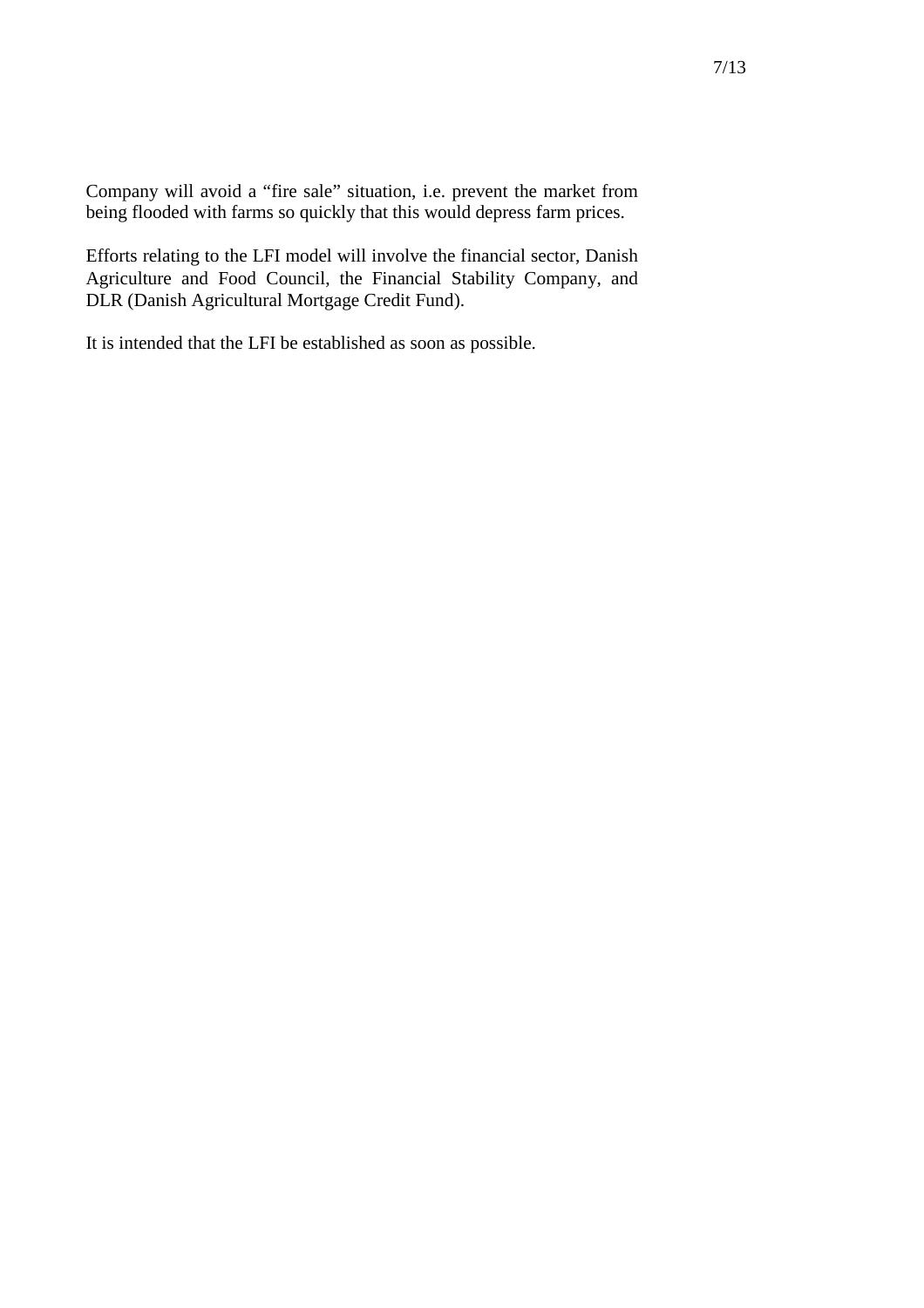Company will avoid a "fire sale" situation, i.e. prevent the market from being flooded with farms so quickly that this would depress farm prices.

Efforts relating to the LFI model will involve the financial sector, Danish Agriculture and Food Council, the Financial Stability Company, and DLR (Danish Agricultural Mortgage Credit Fund).

It is intended that the LFI be established as soon as possible.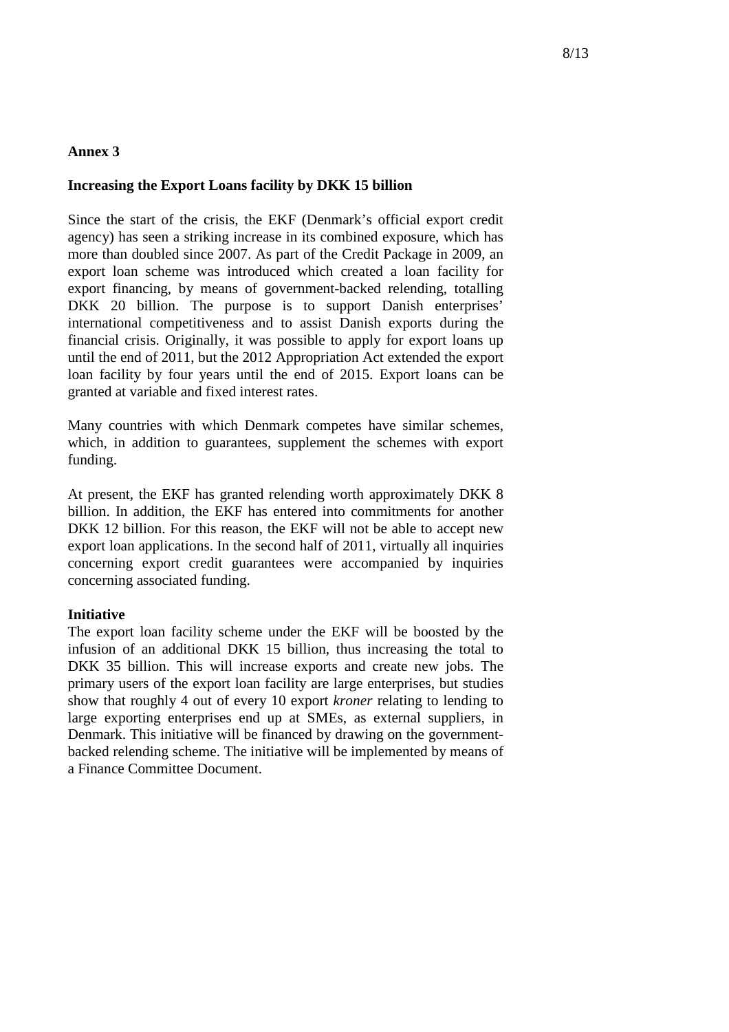**Annex 3**

**Increasing the Export Loans facility by DKK 15 billion**

Since the start of the crisis, the EKF (Denmark's official export credit agency) has seen a striking increase in its combined exposure, which has more than doubled since 2007. As part of the Credit Package in 2009, an export loan scheme was introduced which created a loan facility for export financing, by means of government-backed relending, totalling DKK 20 billion. The purpose is to support Danish enterprises' international competitiveness and to assist Danish exports during the financial crisis. Originally, it was possible to apply for export loans up until the end of 2011, but the 2012 Appropriation Act extended the export loan facility by four years until the end of 2015. Export loans can be granted at variable and fixed interest rates.

Many countries with which Denmark competes have similar schemes, which, in addition to guarantees, supplement the schemes with export funding.

At present, the EKF has granted relending worth approximately DKK 8 billion. In addition, the EKF has entered into commitments for another DKK 12 billion. For this reason, the EKF will not be able to accept new export loan applications. In the second half of 2011, virtually all inquiries concerning export credit guarantees were accompanied by inquiries concerning associated funding.

**Initiative**

The export loan facility scheme under the EKF will be boosted by the infusion of an additional DKK 15 billion, thus increasing the total to DKK 35 billion. This will increase exports and create new jobs. The primary users of the export loan facility are large enterprises, but studies show that roughly 4 out of every 10 export *kroner* relating to lending to large exporting enterprises end up at SMEs, as external suppliers, in Denmark. This initiative will be financed by drawing on the government-backed relending scheme. The initiative will be implemented by means of a Finance Committee Document.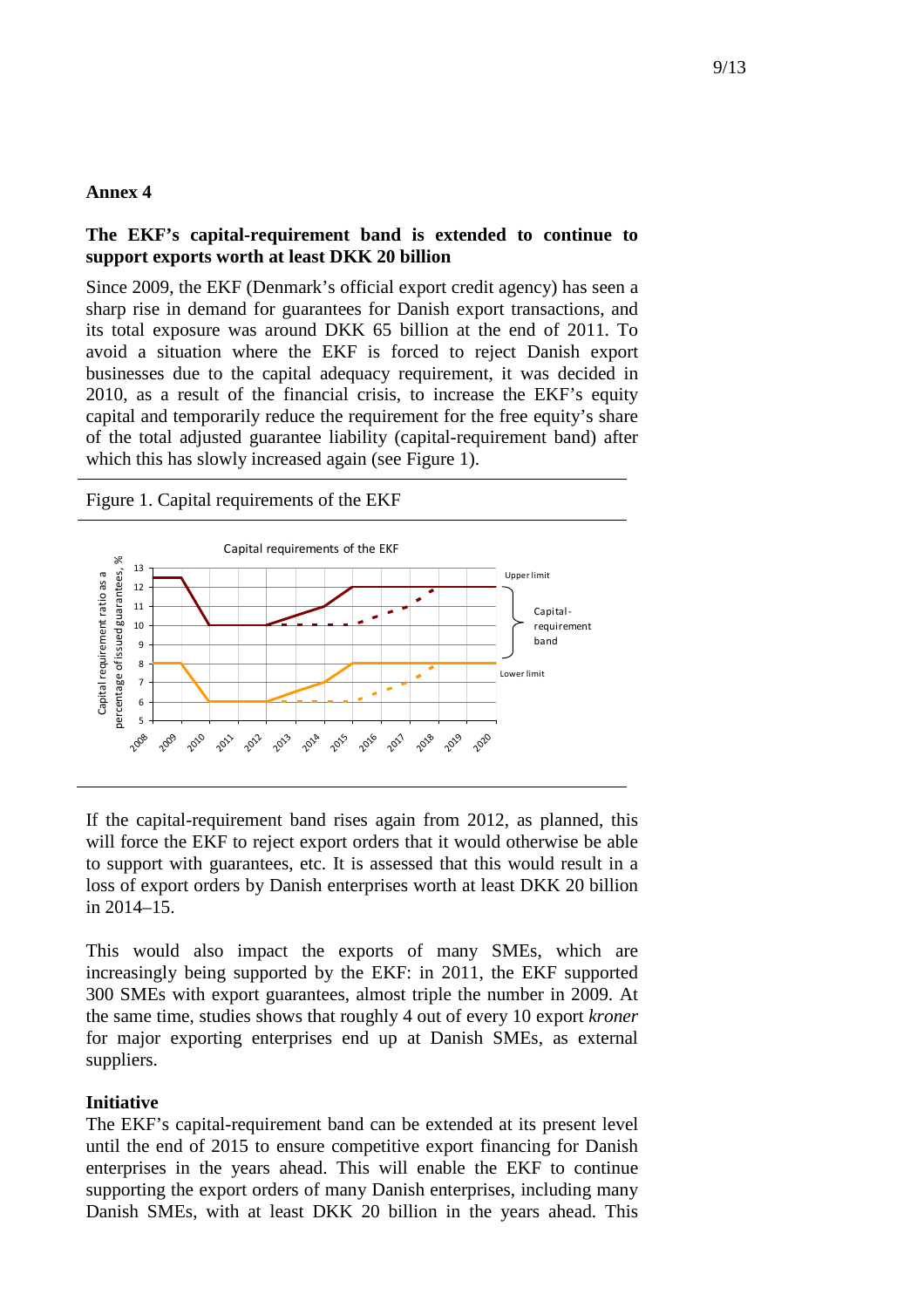## Annex 4

### The EKF's capital-requirement band is extended to continue to support exports worth at least DKK 20 billion

Since 2009, the EKF (Denmark's official export credit agency) has seen a sharp rise in demand for guarantees for Danish export transactions, and its total exposure was around DKK 65 billion at the end of 2011. To avoid a situation where the EKF is forced to reject Danish export businesses due to the capital adequacy requirement, it was decided in 2010, as a result of the financial crisis, to increase the EKF's equity capital and temporarily reduce the requirement for the free equity's share of the total adjusted guarantee liability (capital-requirement band) after which this has slowly increased again (see Figure 1).

Figure 1. Capital requirements of the EKF

If the capital-requirement band rises again from 2012, as planned, this will force the EKF to reject export orders that it would otherwise be able to support with guarantees, etc. It is assessed that this would result in a loss of export orders by Danish enterprises worth at least DKK 20 billion in 2014–15.

This would also impact the exports of many SMEs, which are increasingly being supported by the EKF: in 2011, the EKF supported 300 SMEs with export guarantees, almost triple the number in 2009. At the same time, studies shows that roughly 4 out of every 10 export *kroner* for major exporting enterprises end up at Danish SMEs, as external suppliers.

**Initiative**

The EKF's capital-requirement band can be extended at its present level until the end of 2015 to ensure competitive export financing for Danish enterprises in the years ahead. This will enable the EKF to continue supporting the export orders of many Danish enterprises, including many Danish SMEs, with at least DKK 20 billion in the years ahead. This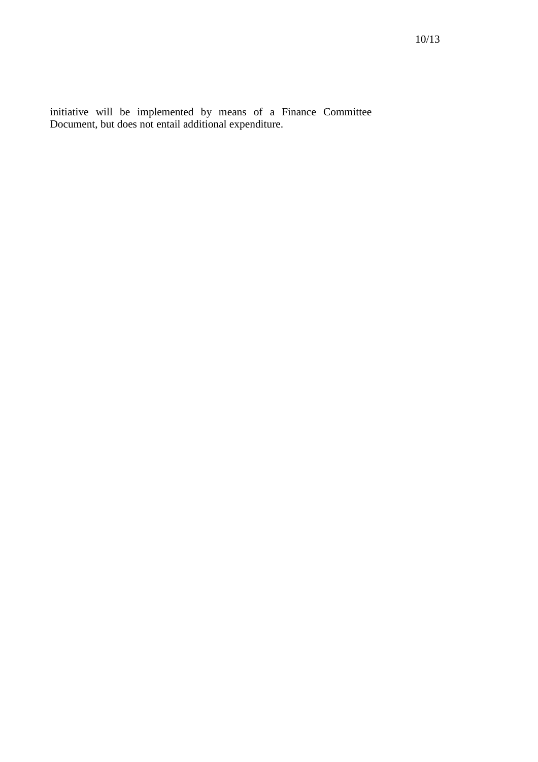initiative will be implemented by means of a Finance Committee Document, but does not entail additional expenditure.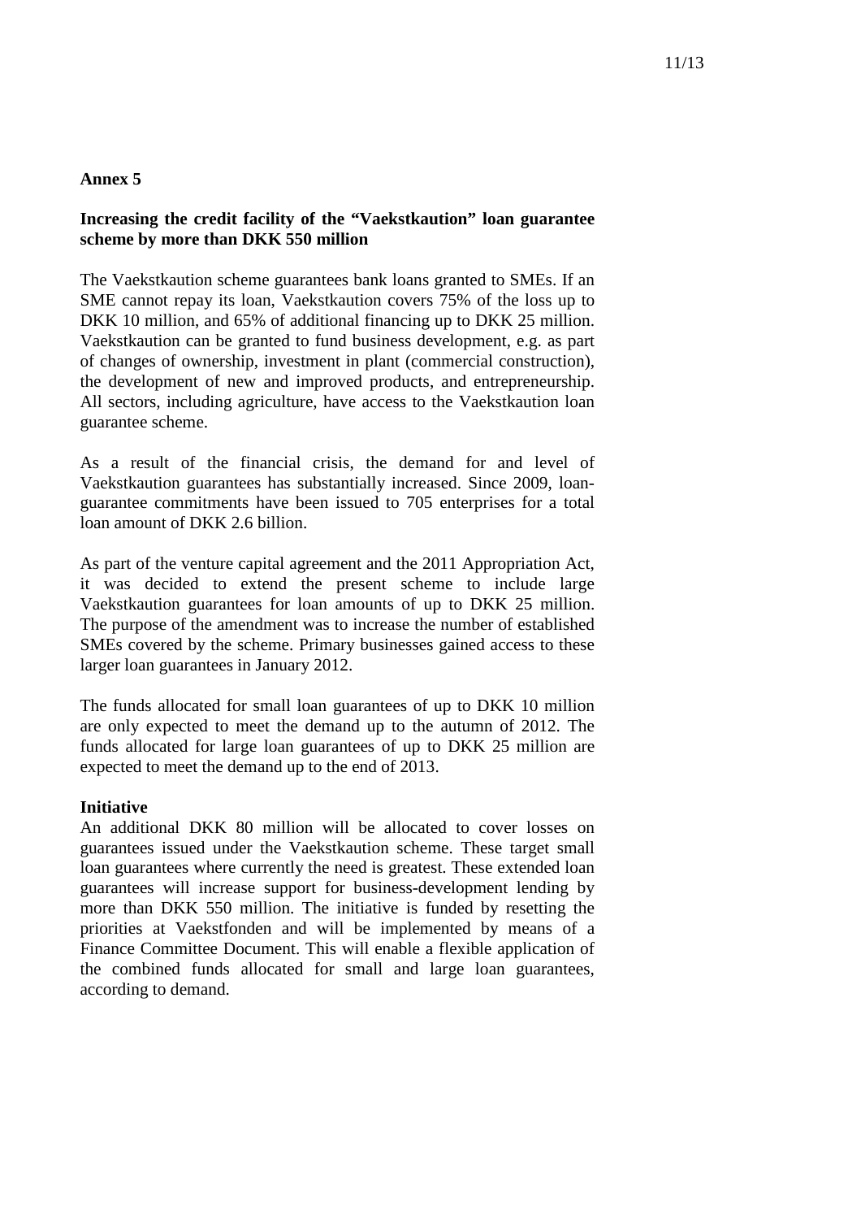## Annex 5

### Increasing the credit facility of the "Vaekstkaution" loan guarantee scheme by more than DKK 550 million

The Vaekstkaution scheme guarantees bank loans granted to SMEs. If an SME cannot repay its loan, Vaekstkaution covers 75% of the loss up to DKK 10 million, and 65% of additional financing up to DKK 25 million. Vaekstkaution can be granted to fund business development, e.g. as part of changes of ownership, investment in plant (commercial construction), the development of new and improved products, and entrepreneurship. All sectors, including agriculture, have access to the Vaekstkaution loan guarantee scheme.

As a result of the financial crisis, the demand for and level of Vaekstkaution guarantees has substantially increased. Since 2009, loan-guarantee commitments have been issued to 705 enterprises for a total loan amount of DKK 2.6 billion.

As part of the venture capital agreement and the 2011 Appropriation Act, it was decided to extend the present scheme to include large Vaekstkaution guarantees for loan amounts of up to DKK 25 million. The purpose of the amendment was to increase the number of established SMEs covered by the scheme. Primary businesses gained access to these larger loan guarantees in January 2012.

The funds allocated for small loan guarantees of up to DKK 10 million are only expected to meet the demand up to the autumn of 2012. The funds allocated for large loan guarantees of up to DKK 25 million are expected to meet the demand up to the end of 2013.

**Initiative**

An additional DKK 80 million will be allocated to cover losses on guarantees issued under the Vaekstkaution scheme. These target small loan guarantees where currently the need is greatest. These extended loan guarantees will increase support for business-development lending by more than DKK 550 million. The initiative is funded by resetting the priorities at Vaekstfonden and will be implemented by means of a Finance Committee Document. This will enable a flexible application of the combined funds allocated for small and large loan guarantees, according to demand.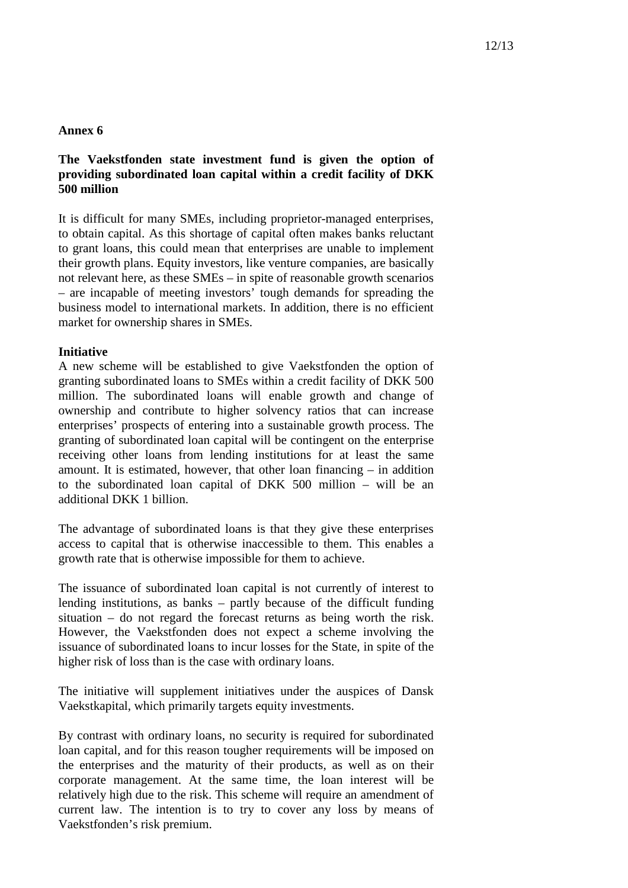## Annex 6

### The Vaekstfonden state investment fund is given the option of providing subordinated loan capital within a credit facility of DKK 500 million

It is difficult for many SMEs, including proprietor-managed enterprises, to obtain capital. As this shortage of capital often makes banks reluctant to grant loans, this could mean that enterprises are unable to implement their growth plans. Equity investors, like venture companies, are basically not relevant here, as these SMEs – in spite of reasonable growth scenarios – are incapable of meeting investors' tough demands for spreading the business model to international markets. In addition, there is no efficient market for ownership shares in SMEs.

**Initiative**

A new scheme will be established to give Vaekstfonden the option of granting subordinated loans to SMEs within a credit facility of DKK 500 million. The subordinated loans will enable growth and change of ownership and contribute to higher solvency ratios that can increase enterprises' prospects of entering into a sustainable growth process. The granting of subordinated loan capital will be contingent on the enterprise receiving other loans from lending institutions for at least the same amount. It is estimated, however, that other loan financing – in addition to the subordinated loan capital of DKK 500 million – will be an additional DKK 1 billion.

The advantage of subordinated loans is that they give these enterprises access to capital that is otherwise inaccessible to them. This enables a growth rate that is otherwise impossible for them to achieve.

The issuance of subordinated loan capital is not currently of interest to lending institutions, as banks – partly because of the difficult funding situation – do not regard the forecast returns as being worth the risk. However, the Vaekstfonden does not expect a scheme involving the issuance of subordinated loans to incur losses for the State, in spite of the higher risk of loss than is the case with ordinary loans.

The initiative will supplement initiatives under the auspices of Dansk Vaekstkapital, which primarily targets equity investments.

By contrast with ordinary loans, no security is required for subordinated loan capital, and for this reason tougher requirements will be imposed on the enterprises and the maturity of their products, as well as on their corporate management. At the same time, the loan interest will be relatively high due to the risk. This scheme will require an amendment of current law. The intention is to try to cover any loss by means of Vaekstfonden's risk premium.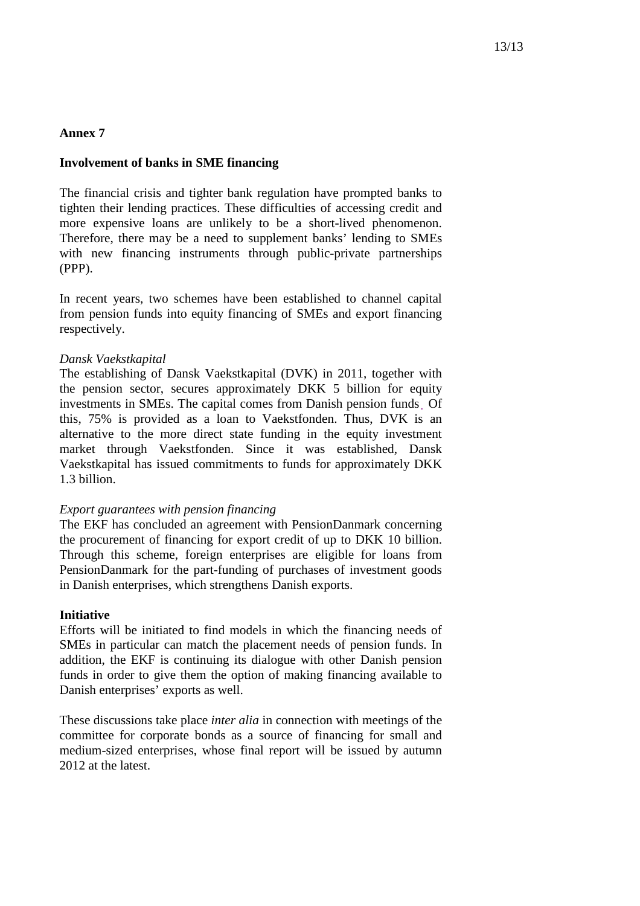## Annex 7

### Involvement of banks in SME financing

The financial crisis and tighter bank regulation have prompted banks to tighten their lending practices. These difficulties of accessing credit and more expensive loans are unlikely to be a short-lived phenomenon. Therefore, there may be a need to supplement banks' lending to SMEs with new financing instruments through public-private partnerships (PPP).

In recent years, two schemes have been established to channel capital from pension funds into equity financing of SMEs and export financing respectively.

*Dansk Vaekstkapital*
The establishing of Dansk Vaekstkapital (DVK) in 2011, together with the pension sector, secures approximately DKK 5 billion for equity investments in SMEs. The capital comes from Danish pension funds. Of this, 75% is provided as a loan to Vaekstfonden. Thus, DVK is an alternative to the more direct state funding in the equity investment market through Vaekstfonden. Since it was established, Dansk Vaekstkapital has issued commitments to funds for approximately DKK 1.3 billion.

*Export guarantees with pension financing*
The EKF has concluded an agreement with PensionDanmark concerning the procurement of financing for export credit of up to DKK 10 billion. Through this scheme, foreign enterprises are eligible for loans from PensionDanmark for the part-funding of purchases of investment goods in Danish enterprises, which strengthens Danish exports.

**Initiative**
Efforts will be initiated to find models in which the financing needs of SMEs in particular can match the placement needs of pension funds. In addition, the EKF is continuing its dialogue with other Danish pension funds in order to give them the option of making financing available to Danish enterprises' exports as well.

These discussions take place *inter alia* in connection with meetings of the committee for corporate bonds as a source of financing for small and medium-sized enterprises, whose final report will be issued by autumn 2012 at the latest.